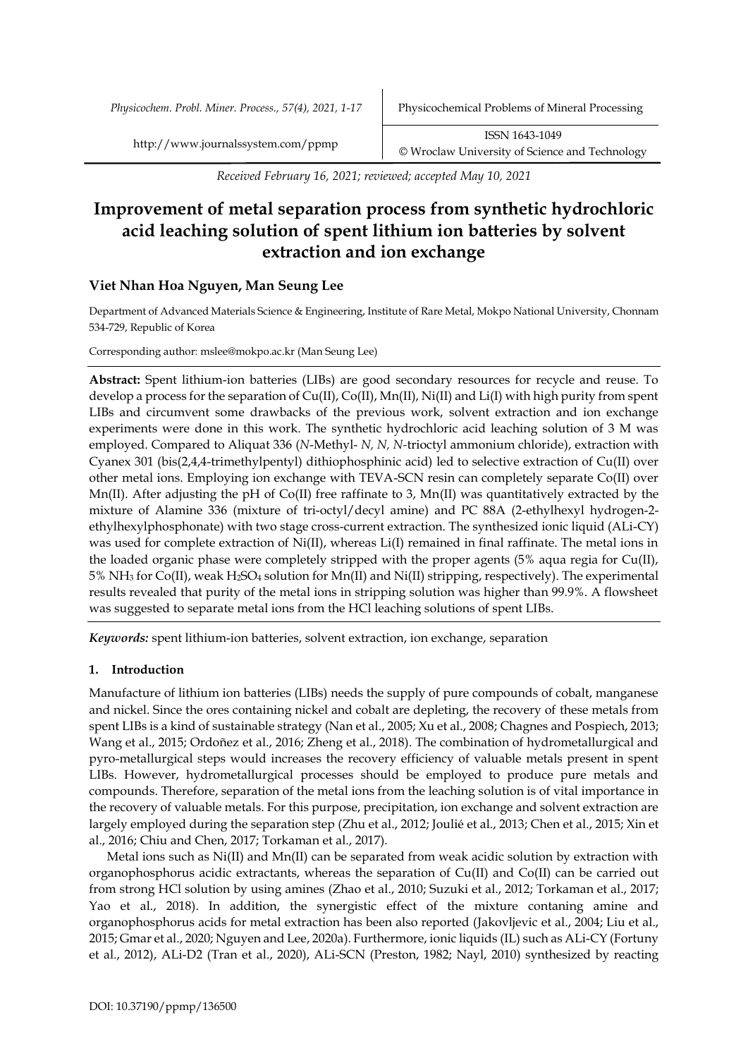*Received February 16, 2021; reviewed; accepted May 10, 2021*

# Improvement of metal separation process from synthetic hydrochloric acid leaching solution of spent lithium ion batteries by solvent extraction and ion exchange

## Viet Nhan Hoa Nguyen, Man Seung Lee

Department of Advanced Materials Science & Engineering, Institute of Rare Metal, Mokpo National University, Chonnam 534-729, Republic of Korea

Corresponding author: mslee@mokpo.ac.kr (Man Seung Lee)

**Abstract:** Spent lithium-ion batteries (LIBs) are good secondary resources for recycle and reuse. To develop a process for the separation of Cu(II), Co(II), Mn(II), Ni(II) and Li(I) with high purity from spent LIBs and circumvent some drawbacks of the previous work, solvent extraction and ion exchange experiments were done in this work. The synthetic hydrochloric acid leaching solution of 3 M was employed. Compared to Aliquat 336 (*N*-Methyl- *N, N, N*-trioctyl ammonium chloride), extraction with Cyanex 301 (bis(2,4,4-trimethylpentyl) dithiophosphinic acid) led to selective extraction of Cu(II) over other metal ions. Employing ion exchange with TEVA-SCN resin can completely separate Co(II) over Mn(II). After adjusting the pH of Co(II) free raffinate to 3, Mn(II) was quantitatively extracted by the mixture of Alamine 336 (mixture of tri-octyl/decyl amine) and PC 88A (2-ethylhexyl hydrogen-2-ethylhexylphosphonate) with two stage cross-current extraction. The synthesized ionic liquid (ALi-CY) was used for complete extraction of Ni(II), whereas Li(I) remained in final raffinate. The metal ions in the loaded organic phase were completely stripped with the proper agents (5% aqua regia for Cu(II), 5% $NH_3$ for Co(II), weak $H_2SO_4$ solution for Mn(II) and Ni(II) stripping, respectively). The experimental results revealed that purity of the metal ions in stripping solution was higher than 99.9%. A flowsheet was suggested to separate metal ions from the HCl leaching solutions of spent LIBs.

***Keywords:*** spent lithium-ion batteries, solvent extraction, ion exchange, separation

## 1. Introduction

Manufacture of lithium ion batteries (LIBs) needs the supply of pure compounds of cobalt, manganese and nickel. Since the ores containing nickel and cobalt are depleting, the recovery of these metals from spent LIBs is a kind of sustainable strategy (Nan et al., 2005; Xu et al., 2008; Chagnes and Pospiech, 2013; Wang et al., 2015; Ordoñez et al., 2016; Zheng et al., 2018). The combination of hydrometallurgical and pyro-metallurgical steps would increases the recovery efficiency of valuable metals present in spent LIBs. However, hydrometallurgical processes should be employed to produce pure metals and compounds. Therefore, separation of the metal ions from the leaching solution is of vital importance in the recovery of valuable metals. For this purpose, precipitation, ion exchange and solvent extraction are largely employed during the separation step (Zhu et al., 2012; Joulié et al., 2013; Chen et al., 2015; Xin et al., 2016; Chiu and Chen, 2017; Torkaman et al., 2017).

Metal ions such as Ni(II) and Mn(II) can be separated from weak acidic solution by extraction with organophosphorus acidic extractants, whereas the separation of Cu(II) and Co(II) can be carried out from strong HCl solution by using amines (Zhao et al., 2010; Suzuki et al., 2012; Torkaman et al., 2017; Yao et al., 2018). In addition, the synergistic effect of the mixture contaning amine and organophosphorus acids for metal extraction has been also reported (Jakovljevic et al., 2004; Liu et al., 2015; Gmar et al., 2020; Nguyen and Lee, 2020a). Furthermore, ionic liquids (IL) such as ALi-CY (Fortuny et al., 2012), ALi-D2 (Tran et al., 2020), ALi-SCN (Preston, 1982; Nayl, 2010) synthesized by reacting

DOI: 10.37190/ppmp/136500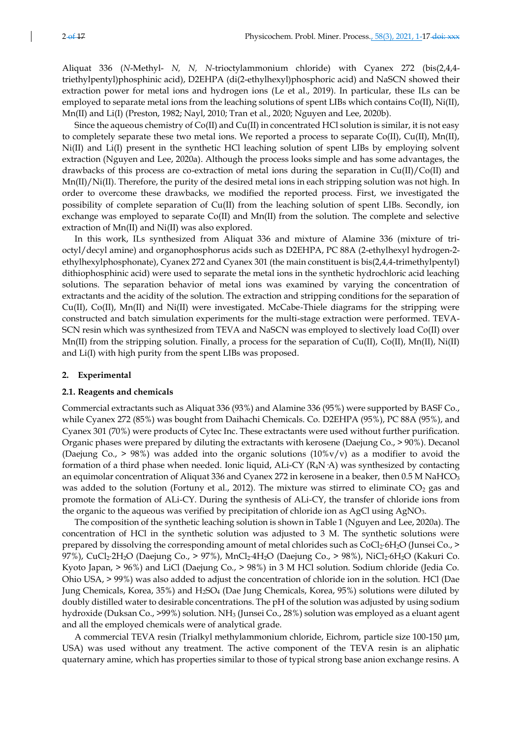Aliquat 336 (*N*-Methyl- *N, N, N*-trioctylammonium chloride) with Cyanex 272 (bis(2,4,4-triethylpentyl)phosphinic acid), D2EHPA (di(2-ethylhexyl)phosphoric acid) and NaSCN showed their extraction power for metal ions and hydrogen ions (Le et al., 2019). In particular, these ILs can be employed to separate metal ions from the leaching solutions of spent LIBs which contains Co(II), Ni(II), Mn(II) and Li(I) (Preston, 1982; Nayl, 2010; Tran et al., 2020; Nguyen and Lee, 2020b).

Since the aqueous chemistry of Co(II) and Cu(II) in concentrated HCl solution is similar, it is not easy to completely separate these two metal ions. We reported a process to separate Co(II), Cu(II), Mn(II), Ni(II) and Li(I) present in the synthetic HCl leaching solution of spent LIBs by employing solvent extraction (Nguyen and Lee, 2020a). Although the process looks simple and has some advantages, the drawbacks of this process are co-extraction of metal ions during the separation in Cu(II)/Co(II) and Mn(II)/Ni(II). Therefore, the purity of the desired metal ions in each stripping solution was not high. In order to overcome these drawbacks, we modified the reported process. First, we investigated the possibility of complete separation of Cu(II) from the leaching solution of spent LIBs. Secondly, ion exchange was employed to separate Co(II) and Mn(II) from the solution. The complete and selective extraction of Mn(II) and Ni(II) was also explored.

In this work, ILs synthesized from Aliquat 336 and mixture of Alamine 336 (mixture of tri-octyl/decyl amine) and organophosphorus acids such as D2EHPA, PC 88A (2-ethylhexyl hydrogen-2-ethylhexylphosphonate), Cyanex 272 and Cyanex 301 (the main constituent is bis(2,4,4-trimethylpentyl) dithiophosphinic acid) were used to separate the metal ions in the synthetic hydrochloric acid leaching solutions. The separation behavior of metal ions was examined by varying the concentration of extractants and the acidity of the solution. The extraction and stripping conditions for the separation of Cu(II), Co(II), Mn(II) and Ni(II) were investigated. McCabe-Thiele diagrams for the stripping were constructed and batch simulation experiments for the multi-stage extraction were performed. TEVA-SCN resin which was synthesized from TEVA and NaSCN was employed to slectively load Co(II) over Mn(II) from the stripping solution. Finally, a process for the separation of Cu(II), Co(II), Mn(II), Ni(II) and Li(I) with high purity from the spent LIBs was proposed.

## 2. Experimental

### 2.1. Reagents and chemicals

Commercial extractants such as Aliquat 336 (93%) and Alamine 336 (95%) were supported by BASF Co., while Cyanex 272 (85%) was bought from Daihachi Chemicals. Co. D2EHPA (95%), PC 88A (95%), and Cyanex 301 (70%) were products of Cytec Inc. These extractants were used without further purification. Organic phases were prepared by diluting the extractants with kerosene (Daejung Co., > 90%). Decanol (Daejung Co., > 98%) was added into the organic solutions (10%v/v) as a modifier to avoid the formation of a third phase when needed. Ionic liquid, ALi-CY ($R_4N \cdot A$) was synthesized by contacting an equimolar concentration of Aliquat 336 and Cyanex 272 in kerosene in a beaker, then 0.5 M $NaHCO_3$ was added to the solution (Fortuny et al., 2012). The mixture was stirred to eliminate $CO_2$ gas and promote the formation of ALi-CY. During the synthesis of ALi-CY, the transfer of chloride ions from the organic to the aqueous was verified by precipitation of chloride ion as AgCl using $AgNO_3$.

The composition of the synthetic leaching solution is shown in Table 1 (Nguyen and Lee, 2020a). The concentration of HCl in the synthetic solution was adjusted to 3 M. The synthetic solutions were prepared by dissolving the corresponding amount of metal chlorides such as $CoCl_2{\cdot}6H_2O$ (Junsei Co., > 97%), $CuCl_2{\cdot}2H_2O$ (Daejung Co., > 97%), $MnCl_2{\cdot}4H_2O$ (Daejung Co., > 98%), $NiCl_2{\cdot}6H_2O$ (Kakuri Co. Kyoto Japan, > 96%) and LiCl (Daejung Co., > 98%) in 3 M HCl solution. Sodium chloride (Jedia Co. Ohio USA, > 99%) was also added to adjust the concentration of chloride ion in the solution. HCl (Dae Jung Chemicals, Korea, 35%) and $H_2SO_4$ (Dae Jung Chemicals, Korea, 95%) solutions were diluted by doubly distilled water to desirable concentrations. The pH of the solution was adjusted by using sodium hydroxide (Duksan Co., >99%) solution. $NH_3$ (Junsei Co., 28%) solution was employed as a eluant agent and all the employed chemicals were of analytical grade.

A commercial TEVA resin (Trialkyl methylammonium chloride, Eichrom, particle size 100-150 μm, USA) was used without any treatment. The active component of the TEVA resin is an aliphatic quaternary amine, which has properties similar to those of typical strong base anion exchange resins. A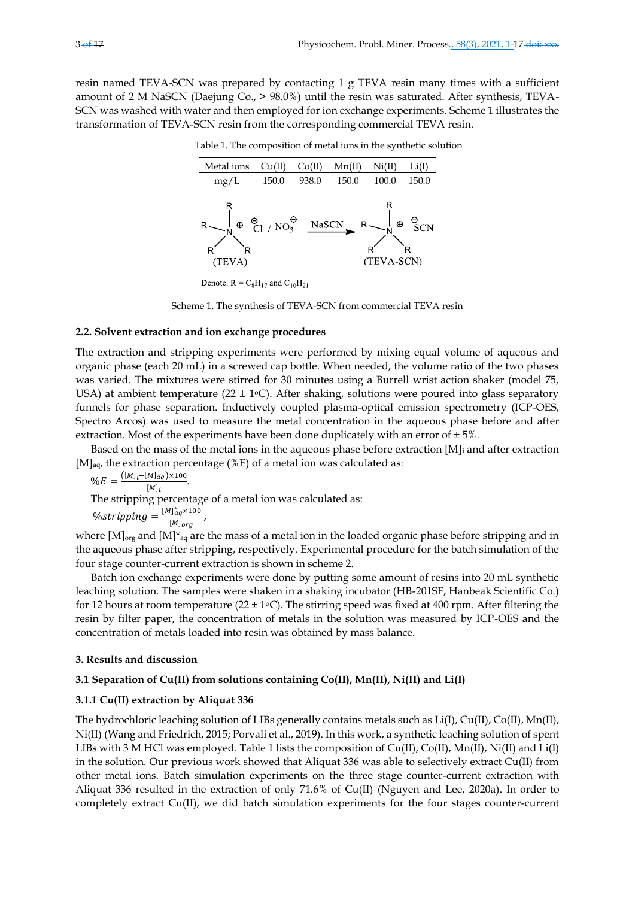resin named TEVA-SCN was prepared by contacting 1 g TEVA resin many times with a sufficient amount of 2 M NaSCN (Daejung Co., > 98.0%) until the resin was saturated. After synthesis, TEVA-SCN was washed with water and then employed for ion exchange experiments. Scheme 1 illustrates the transformation of TEVA-SCN resin from the corresponding commercial TEVA resin.

Table 1. The composition of metal ions in the synthetic solution

| Metal ions | Cu(II) | Co(II) | Mn(II) | Ni(II) | Li(I) |
|---|---|---|---|---|---|
| mg/L | 150.0 | 938.0 | 150.0 | 100.0 | 150.0 |

$$R_4N^{\oplus}\ Cl^{\ominus} / NO_3^{\ominus}\ (\text{TEVA}) \xrightarrow{\text{NaSCN}} R_4N^{\oplus}\ SCN^{\ominus}\ (\text{TEVA-SCN})$$

Denote. R = $C_8H_{17}$ and $C_{10}H_{21}$

Scheme 1. The synthesis of TEVA-SCN from commercial TEVA resin

### 2.2. Solvent extraction and ion exchange procedures

The extraction and stripping experiments were performed by mixing equal volume of aqueous and organic phase (each 20 mL) in a screwed cap bottle. When needed, the volume ratio of the two phases was varied. The mixtures were stirred for 30 minutes using a Burrell wrist action shaker (model 75, USA) at ambient temperature (22 ± 1°C). After shaking, solutions were poured into glass separatory funnels for phase separation. Inductively coupled plasma-optical emission spectrometry (ICP-OES, Spectro Arcos) was used to measure the metal concentration in the aqueous phase before and after extraction. Most of the experiments have been done duplicately with an error of ± 5%.

Based on the mass of the metal ions in the aqueous phase before extraction $[M]_i$ and after extraction $[M]_{aq}$, the extraction percentage (%E) of a metal ion was calculated as:

$$\%E = \frac{([M]_i - [M]_{aq}) \times 100}{[M]_i}.$$

The stripping percentage of a metal ion was calculated as:

$$\%stripping = \frac{[M]^*_{aq} \times 100}{[M]_{org}},$$

where $[M]_{org}$ and $[M]^*_{aq}$ are the mass of a metal ion in the loaded organic phase before stripping and in the aqueous phase after stripping, respectively. Experimental procedure for the batch simulation of the four stage counter-current extraction is shown in scheme 2.

Batch ion exchange experiments were done by putting some amount of resins into 20 mL synthetic leaching solution. The samples were shaken in a shaking incubator (HB-201SF, Hanbeak Scientific Co.) for 12 hours at room temperature (22 ± 1°C). The stirring speed was fixed at 400 rpm. After filtering the resin by filter paper, the concentration of metals in the solution was measured by ICP-OES and the concentration of metals loaded into resin was obtained by mass balance.

## 3. Results and discussion

### 3.1 Separation of Cu(II) from solutions containing Co(II), Mn(II), Ni(II) and Li(I)

#### 3.1.1 Cu(II) extraction by Aliquat 336

The hydrochloric leaching solution of LIBs generally contains metals such as Li(I), Cu(II), Co(II), Mn(II), Ni(II) (Wang and Friedrich, 2015; Porvali et al., 2019). In this work, a synthetic leaching solution of spent LIBs with 3 M HCl was employed. Table 1 lists the composition of Cu(II), Co(II), Mn(II), Ni(II) and Li(I) in the solution. Our previous work showed that Aliquat 336 was able to selectively extract Cu(II) from other metal ions. Batch simulation experiments on the three stage counter-current extraction with Aliquat 336 resulted in the extraction of only 71.6% of Cu(II) (Nguyen and Lee, 2020a). In order to completely extract Cu(II), we did batch simulation experiments for the four stages counter-current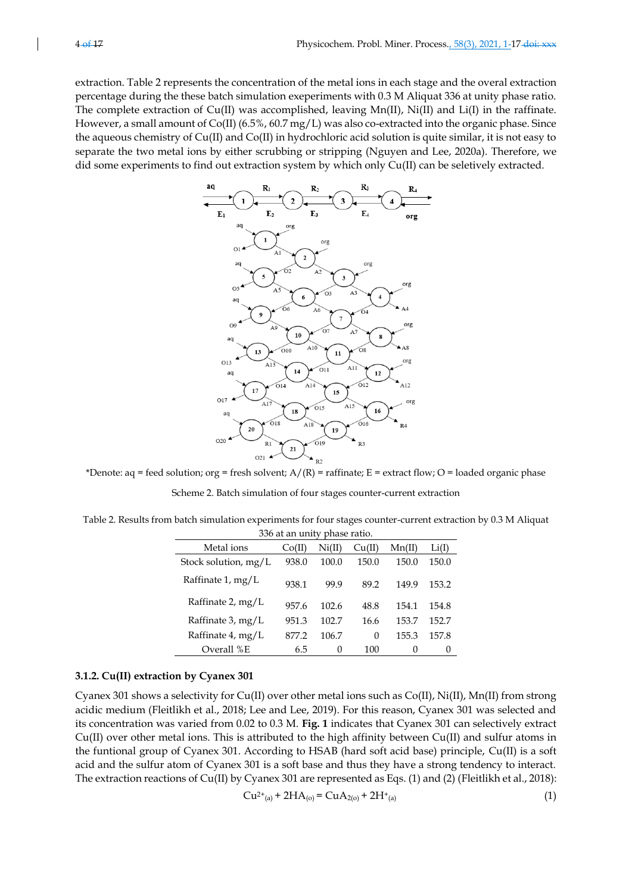extraction. Table 2 represents the concentration of the metal ions in each stage and the overal extraction percentage during the these batch simulation exeperiments with 0.3 M Aliquat 336 at unity phase ratio. The complete extraction of Cu(II) was accomplished, leaving Mn(II), Ni(II) and Li(I) in the raffinate. However, a small amount of Co(II) (6.5%, 60.7 mg/L) was also co-extracted into the organic phase. Since the aqueous chemistry of Cu(II) and Co(II) in hydrochloric acid solution is quite similar, it is not easy to separate the two metal ions by either scrubbing or stripping (Nguyen and Lee, 2020a). Therefore, we did some experiments to find out extraction system by which only Cu(II) can be seletively extracted.

*Denote: aq = feed solution; org = fresh solvent; A/(R) = raffinate; E = extract flow; O = loaded organic phase

Scheme 2. Batch simulation of four stages counter-current extraction

Table 2. Results from batch simulation experiments for four stages counter-current extraction by 0.3 M Aliquat 336 at an unity phase ratio.

| Metal ions | Co(II) | Ni(II) | Cu(II) | Mn(II) | Li(I) |
|---|---|---|---|---|---|
| Stock solution, mg/L | 938.0 | 100.0 | 150.0 | 150.0 | 150.0 |
| Raffinate 1, mg/L | 938.1 | 99.9 | 89.2 | 149.9 | 153.2 |
| Raffinate 2, mg/L | 957.6 | 102.6 | 48.8 | 154.1 | 154.8 |
| Raffinate 3, mg/L | 951.3 | 102.7 | 16.6 | 153.7 | 152.7 |
| Raffinate 4, mg/L | 877.2 | 106.7 | 0 | 155.3 | 157.8 |
| Overall %E | 6.5 | 0 | 100 | 0 | 0 |

### 3.1.2. Cu(II) extraction by Cyanex 301

Cyanex 301 shows a selectivity for Cu(II) over other metal ions such as Co(II), Ni(II), Mn(II) from strong acidic medium (Fleitlikh et al., 2018; Lee and Lee, 2019). For this reason, Cyanex 301 was selected and its concentration was varied from 0.02 to 0.3 M. **Fig. 1** indicates that Cyanex 301 can selectively extract Cu(II) over other metal ions. This is attributed to the high affinity between Cu(II) and sulfur atoms in the funtional group of Cyanex 301. According to HSAB (hard soft acid base) principle, Cu(II) is a soft acid and the sulfur atom of Cyanex 301 is a soft base and thus they have a strong tendency to interact. The extraction reactions of Cu(II) by Cyanex 301 are represented as Eqs. (1) and (2) (Fleitlikh et al., 2018):

$$Cu^{2+}_{(a)} + 2HA_{(o)} = CuA_{2(o)} + 2H^{+}_{(a)} \tag{1}$$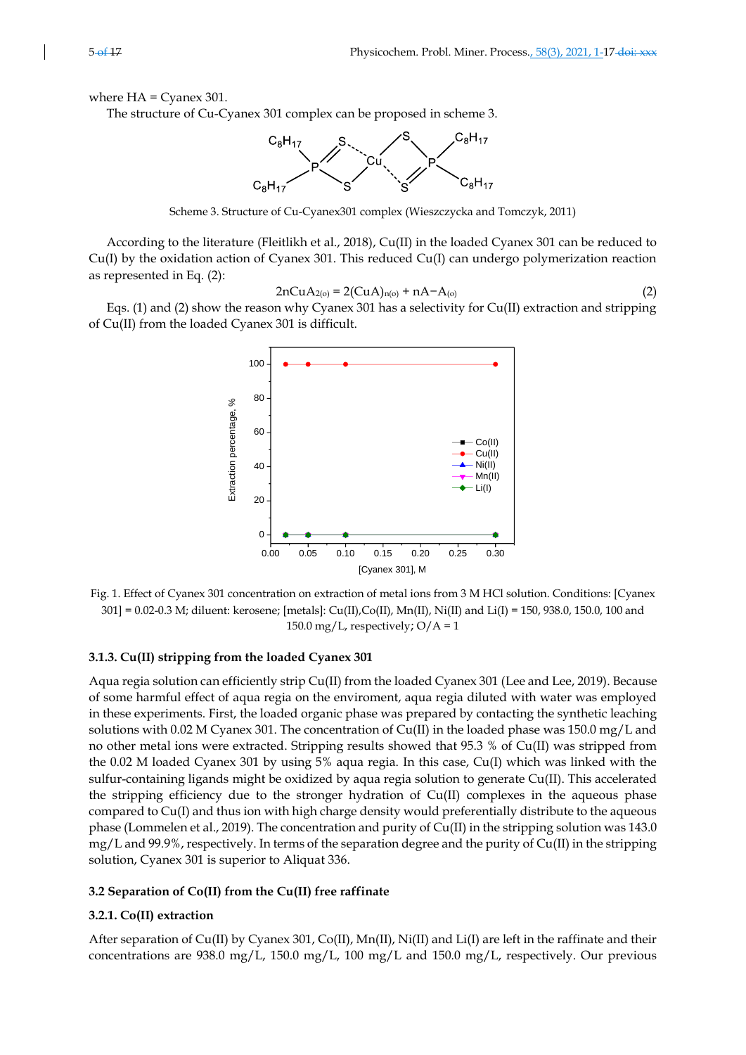where HA = Cyanex 301.

The structure of Cu-Cyanex 301 complex can be proposed in scheme 3.

Scheme 3. Structure of Cu-Cyanex301 complex (Wieszczycka and Tomczyk, 2011)

According to the literature (Fleitlikh et al., 2018), Cu(II) in the loaded Cyanex 301 can be reduced to Cu(I) by the oxidation action of Cyanex 301. This reduced Cu(I) can undergo polymerization reaction as represented in Eq. (2):

$$2nCuA_{2(o)} = 2(CuA)_{n(o)} + nA{-}A_{(o)} \tag{2}$$

Eqs. (1) and (2) show the reason why Cyanex 301 has a selectivity for Cu(II) extraction and stripping of Cu(II) from the loaded Cyanex 301 is difficult.

Fig. 1. Effect of Cyanex 301 concentration on extraction of metal ions from 3 M HCl solution. Conditions: [Cyanex 301] = 0.02-0.3 M; diluent: kerosene; [metals]: Cu(II),Co(II), Mn(II), Ni(II) and Li(I) = 150, 938.0, 150.0, 100 and 150.0 mg/L, respectively; O/A = 1

### 3.1.3. Cu(II) stripping from the loaded Cyanex 301

Aqua regia solution can efficiently strip Cu(II) from the loaded Cyanex 301 (Lee and Lee, 2019). Because of some harmful effect of aqua regia on the enviroment, aqua regia diluted with water was employed in these experiments. First, the loaded organic phase was prepared by contacting the synthetic leaching solutions with 0.02 M Cyanex 301. The concentration of Cu(II) in the loaded phase was 150.0 mg/L and no other metal ions were extracted. Stripping results showed that 95.3 % of Cu(II) was stripped from the 0.02 M loaded Cyanex 301 by using 5% aqua regia. In this case, Cu(I) which was linked with the sulfur-containing ligands might be oxidized by aqua regia solution to generate Cu(II). This accelerated the stripping efficiency due to the stronger hydration of Cu(II) complexes in the aqueous phase compared to Cu(I) and thus ion with high charge density would preferentially distribute to the aqueous phase (Lommelen et al., 2019). The concentration and purity of Cu(II) in the stripping solution was 143.0 mg/L and 99.9%, respectively. In terms of the separation degree and the purity of Cu(II) in the stripping solution, Cyanex 301 is superior to Aliquat 336.

### 3.2 Separation of Co(II) from the Cu(II) free raffinate

### 3.2.1. Co(II) extraction

After separation of Cu(II) by Cyanex 301, Co(II), Mn(II), Ni(II) and Li(I) are left in the raffinate and their concentrations are 938.0 mg/L, 150.0 mg/L, 100 mg/L and 150.0 mg/L, respectively. Our previous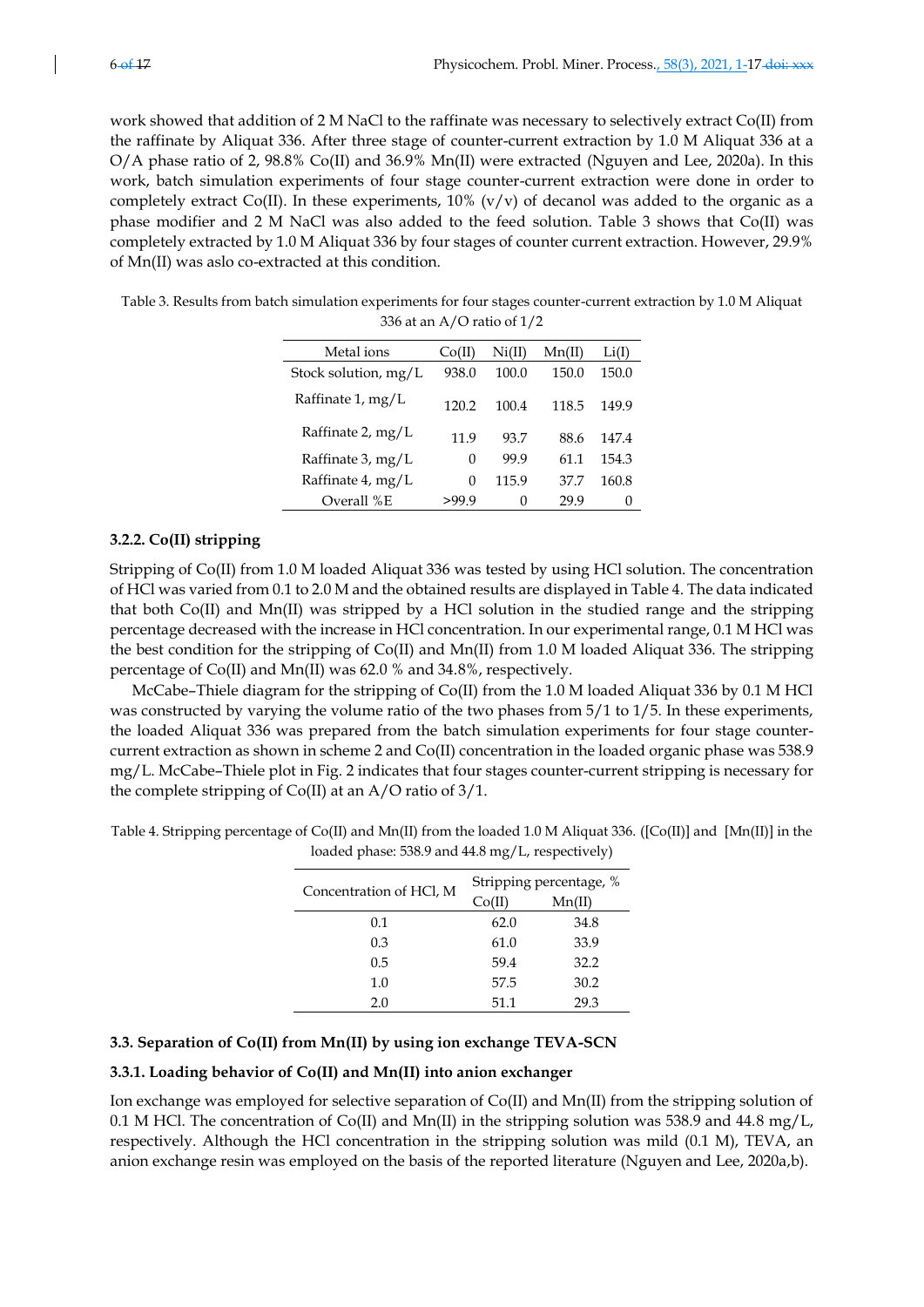work showed that addition of 2 M NaCl to the raffinate was necessary to selectively extract Co(II) from the raffinate by Aliquat 336. After three stage of counter-current extraction by 1.0 M Aliquat 336 at a O/A phase ratio of 2, 98.8% Co(II) and 36.9% Mn(II) were extracted (Nguyen and Lee, 2020a). In this work, batch simulation experiments of four stage counter-current extraction were done in order to completely extract Co(II). In these experiments, 10% (v/v) of decanol was added to the organic as a phase modifier and 2 M NaCl was also added to the feed solution. Table 3 shows that Co(II) was completely extracted by 1.0 M Aliquat 336 by four stages of counter current extraction. However, 29.9% of Mn(II) was aslo co-extracted at this condition.

Table 3. Results from batch simulation experiments for four stages counter-current extraction by 1.0 M Aliquat 336 at an A/O ratio of 1/2

| Metal ions | Co(II) | Ni(II) | Mn(II) | Li(I) |
|---|---|---|---|---|
| Stock solution, mg/L | 938.0 | 100.0 | 150.0 | 150.0 |
| Raffinate 1, mg/L | 120.2 | 100.4 | 118.5 | 149.9 |
| Raffinate 2, mg/L | 11.9 | 93.7 | 88.6 | 147.4 |
| Raffinate 3, mg/L | 0 | 99.9 | 61.1 | 154.3 |
| Raffinate 4, mg/L | 0 | 115.9 | 37.7 | 160.8 |
| Overall %E | >99.9 | 0 | 29.9 | 0 |

#### 3.2.2. Co(II) stripping

Stripping of Co(II) from 1.0 M loaded Aliquat 336 was tested by using HCl solution. The concentration of HCl was varied from 0.1 to 2.0 M and the obtained results are displayed in Table 4. The data indicated that both Co(II) and Mn(II) was stripped by a HCl solution in the studied range and the stripping percentage decreased with the increase in HCl concentration. In our experimental range, 0.1 M HCl was the best condition for the stripping of Co(II) and Mn(II) from 1.0 M loaded Aliquat 336. The stripping percentage of Co(II) and Mn(II) was 62.0 % and 34.8%, respectively.

McCabe–Thiele diagram for the stripping of Co(II) from the 1.0 M loaded Aliquat 336 by 0.1 M HCl was constructed by varying the volume ratio of the two phases from 5/1 to 1/5. In these experiments, the loaded Aliquat 336 was prepared from the batch simulation experiments for four stage counter-current extraction as shown in scheme 2 and Co(II) concentration in the loaded organic phase was 538.9 mg/L. McCabe–Thiele plot in Fig. 2 indicates that four stages counter-current stripping is necessary for the complete stripping of Co(II) at an A/O ratio of 3/1.

Table 4. Stripping percentage of Co(II) and Mn(II) from the loaded 1.0 M Aliquat 336. ([Co(II)] and [Mn(II)] in the loaded phase: 538.9 and 44.8 mg/L, respectively)

| Concentration of HCl, M | Stripping percentage, % | |
|---|---|---|
| | Co(II) | Mn(II) |
| 0.1 | 62.0 | 34.8 |
| 0.3 | 61.0 | 33.9 |
| 0.5 | 59.4 | 32.2 |
| 1.0 | 57.5 | 30.2 |
| 2.0 | 51.1 | 29.3 |

### 3.3. Separation of Co(II) from Mn(II) by using ion exchange TEVA-SCN

#### 3.3.1. Loading behavior of Co(II) and Mn(II) into anion exchanger

Ion exchange was employed for selective separation of Co(II) and Mn(II) from the stripping solution of 0.1 M HCl. The concentration of Co(II) and Mn(II) in the stripping solution was 538.9 and 44.8 mg/L, respectively. Although the HCl concentration in the stripping solution was mild (0.1 M), TEVA, an anion exchange resin was employed on the basis of the reported literature (Nguyen and Lee, 2020a,b).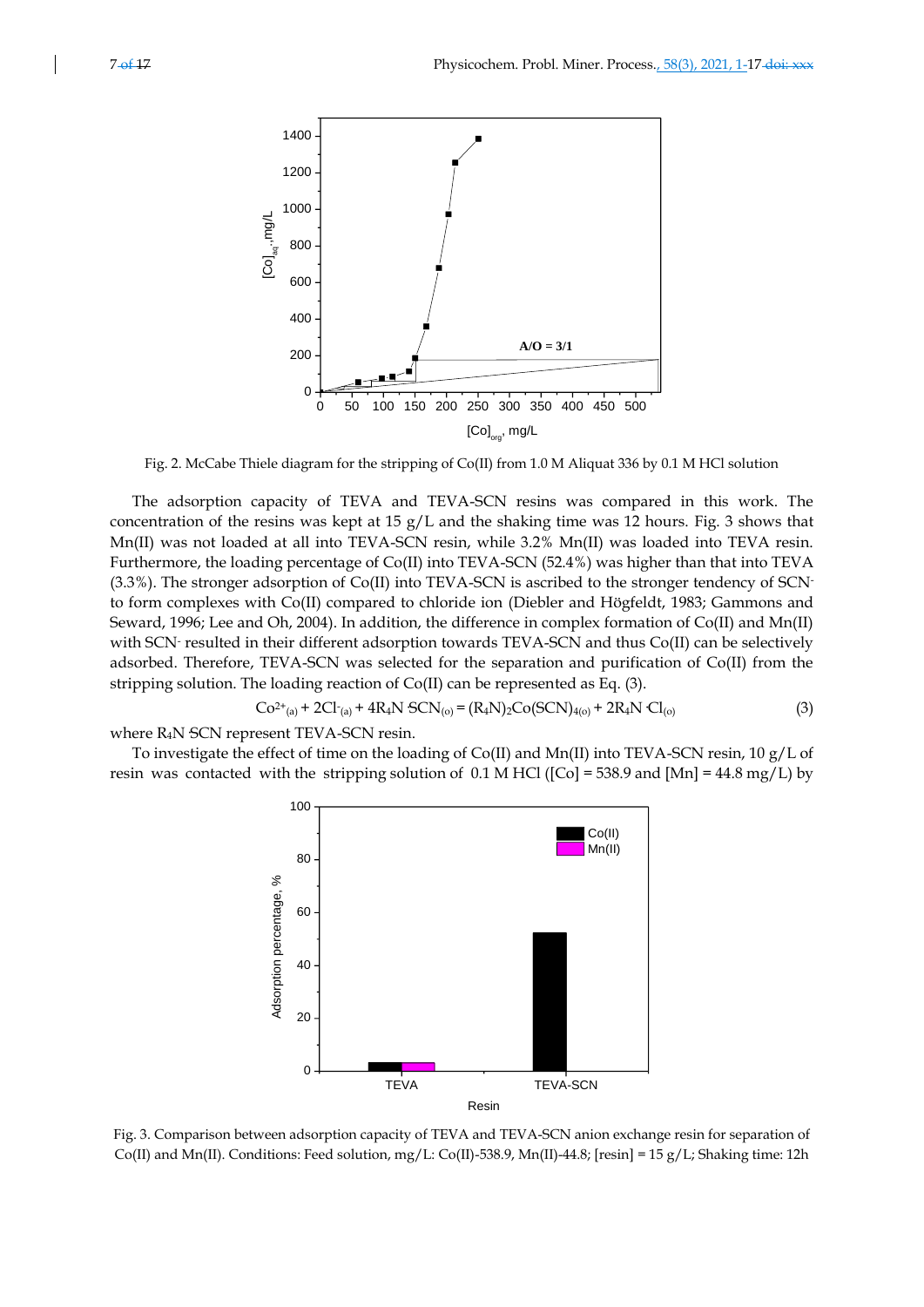Fig. 2. McCabe Thiele diagram for the stripping of Co(II) from 1.0 M Aliquat 336 by 0.1 M HCl solution

The adsorption capacity of TEVA and TEVA-SCN resins was compared in this work. The concentration of the resins was kept at 15 g/L and the shaking time was 12 hours. Fig. 3 shows that Mn(II) was not loaded at all into TEVA-SCN resin, while 3.2% Mn(II) was loaded into TEVA resin. Furthermore, the loading percentage of Co(II) into TEVA-SCN (52.4%) was higher than that into TEVA (3.3%). The stronger adsorption of Co(II) into TEVA-SCN is ascribed to the stronger tendency of $SCN^-$ to form complexes with Co(II) compared to chloride ion (Diebler and Högfeldt, 1983; Gammons and Seward, 1996; Lee and Oh, 2004). In addition, the difference in complex formation of Co(II) and Mn(II) with $SCN^-$ resulted in their different adsorption towards TEVA-SCN and thus Co(II) can be selectively adsorbed. Therefore, TEVA-SCN was selected for the separation and purification of Co(II) from the stripping solution. The loading reaction of Co(II) can be represented as Eq. (3).

$$Co^{2+}_{(a)} + 2Cl^-_{(a)} + 4R_4N\cdot SCN_{(o)} = (R_4N)_2Co(SCN)_{4(o)} + 2R_4N\cdot Cl_{(o)} \quad (3)$$

where $R_4N\cdot SCN$ represent TEVA-SCN resin.

To investigate the effect of time on the loading of Co(II) and Mn(II) into TEVA-SCN resin, 10 g/L of resin was contacted with the stripping solution of 0.1 M HCl ([Co] = 538.9 and [Mn] = 44.8 mg/L) by

Fig. 3. Comparison between adsorption capacity of TEVA and TEVA-SCN anion exchange resin for separation of Co(II) and Mn(II). Conditions: Feed solution, mg/L: Co(II)-538.9, Mn(II)-44.8; [resin] = 15 g/L; Shaking time: 12h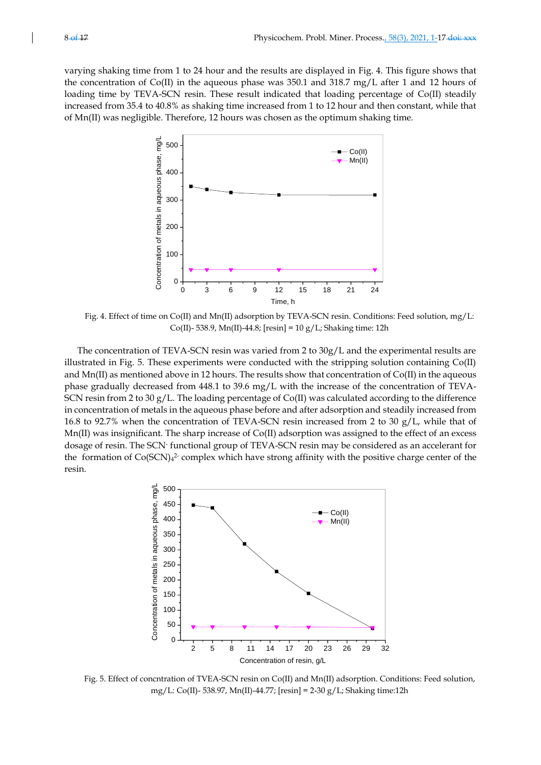varying shaking time from 1 to 24 hour and the results are displayed in Fig. 4. This figure shows that the concentration of Co(II) in the aqueous phase was 350.1 and 318.7 mg/L after 1 and 12 hours of loading time by TEVA-SCN resin. These result indicated that loading percentage of Co(II) steadily increased from 35.4 to 40.8% as shaking time increased from 1 to 12 hour and then constant, while that of Mn(II) was negligible. Therefore, 12 hours was chosen as the optimum shaking time.

Fig. 4. Effect of time on Co(II) and Mn(II) adsorption by TEVA-SCN resin. Conditions: Feed solution, mg/L: Co(II)- 538.9, Mn(II)-44.8; [resin] = 10 g/L; Shaking time: 12h

The concentration of TEVA-SCN resin was varied from 2 to 30g/L and the experimental results are illustrated in Fig. 5. These experiments were conducted with the stripping solution containing Co(II) and Mn(II) as mentioned above in 12 hours. The results show that concentration of Co(II) in the aqueous phase gradually decreased from 448.1 to 39.6 mg/L with the increase of the concentration of TEVA-SCN resin from 2 to 30 g/L. The loading percentage of Co(II) was calculated according to the difference in concentration of metals in the aqueous phase before and after adsorption and steadily increased from 16.8 to 92.7% when the concentration of TEVA-SCN resin increased from 2 to 30 g/L, while that of Mn(II) was insignificant. The sharp increase of Co(II) adsorption was assigned to the effect of an excess dosage of resin. The $SCN^-$ functional group of TEVA-SCN resin may be considered as an accelerant for the formation of $Co(SCN)_4^{2-}$ complex which have strong affinity with the positive charge center of the resin.

Fig. 5. Effect of concntration of TVEA-SCN resin on Co(II) and Mn(II) adsorption. Conditions: Feed solution, mg/L: Co(II)- 538.97, Mn(II)-44.77; [resin] = 2-30 g/L; Shaking time:12h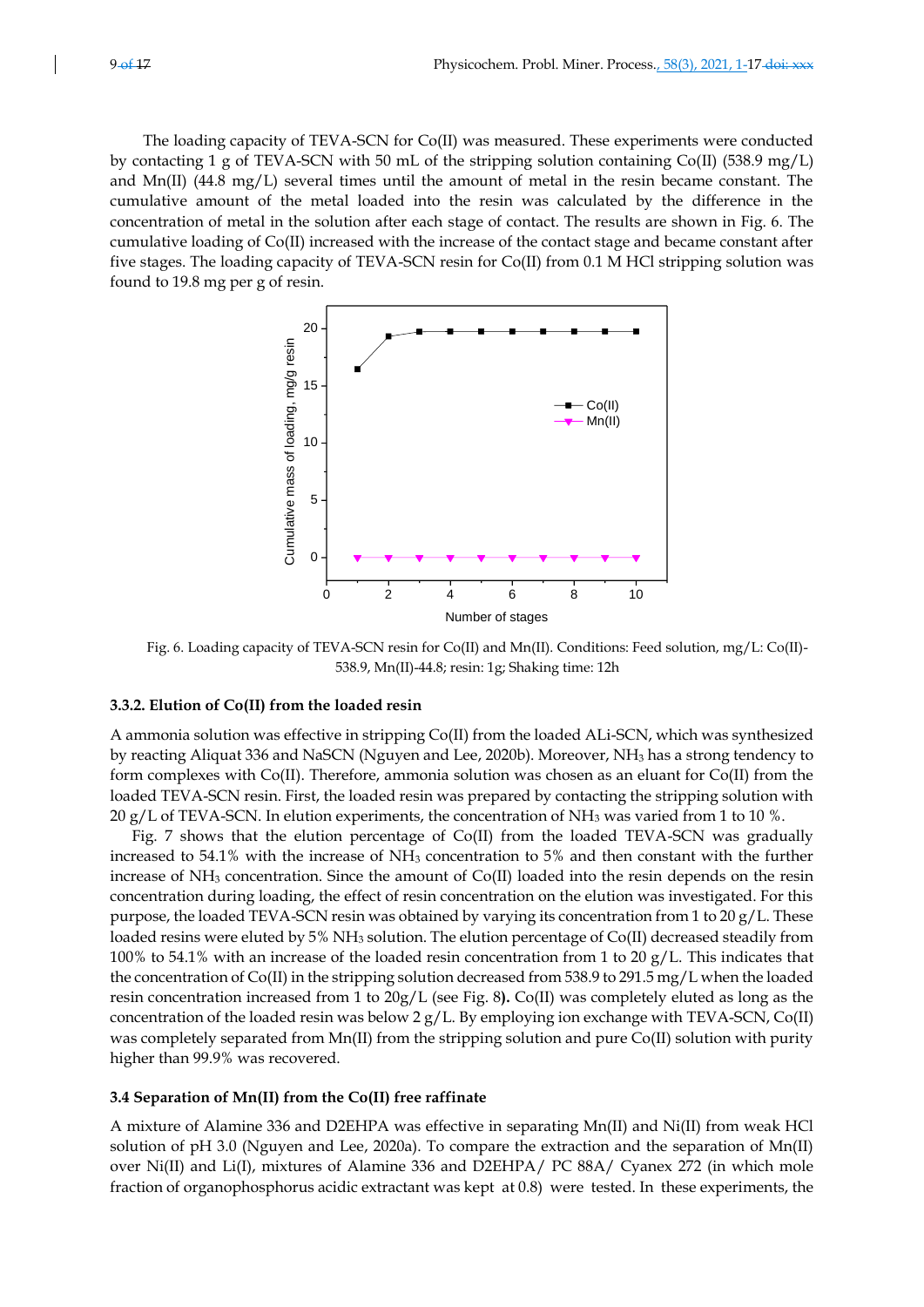The loading capacity of TEVA-SCN for Co(II) was measured. These experiments were conducted by contacting 1 g of TEVA-SCN with 50 mL of the stripping solution containing Co(II) (538.9 mg/L) and Mn(II) (44.8 mg/L) several times until the amount of metal in the resin became constant. The cumulative amount of the metal loaded into the resin was calculated by the difference in the concentration of metal in the solution after each stage of contact. The results are shown in Fig. 6. The cumulative loading of Co(II) increased with the increase of the contact stage and became constant after five stages. The loading capacity of TEVA-SCN resin for Co(II) from 0.1 M HCl stripping solution was found to 19.8 mg per g of resin.

Fig. 6. Loading capacity of TEVA-SCN resin for Co(II) and Mn(II). Conditions: Feed solution, mg/L: Co(II)-538.9, Mn(II)-44.8; resin: 1g; Shaking time: 12h

### 3.3.2. Elution of Co(II) from the loaded resin

A ammonia solution was effective in stripping Co(II) from the loaded ALi-SCN, which was synthesized by reacting Aliquat 336 and NaSCN (Nguyen and Lee, 2020b). Moreover, $NH_3$ has a strong tendency to form complexes with Co(II). Therefore, ammonia solution was chosen as an eluant for Co(II) from the loaded TEVA-SCN resin. First, the loaded resin was prepared by contacting the stripping solution with 20 g/L of TEVA-SCN. In elution experiments, the concentration of $NH_3$ was varied from 1 to 10 %.

Fig. 7 shows that the elution percentage of Co(II) from the loaded TEVA-SCN was gradually increased to 54.1% with the increase of $NH_3$ concentration to 5% and then constant with the further increase of $NH_3$ concentration. Since the amount of Co(II) loaded into the resin depends on the resin concentration during loading, the effect of resin concentration on the elution was investigated. For this purpose, the loaded TEVA-SCN resin was obtained by varying its concentration from 1 to 20 g/L. These loaded resins were eluted by 5% $NH_3$ solution. The elution percentage of Co(II) decreased steadily from 100% to 54.1% with an increase of the loaded resin concentration from 1 to 20 g/L. This indicates that the concentration of Co(II) in the stripping solution decreased from 538.9 to 291.5 mg/L when the loaded resin concentration increased from 1 to 20g/L (see Fig. 8**)**. Co(II) was completely eluted as long as the concentration of the loaded resin was below 2 g/L. By employing ion exchange with TEVA-SCN, Co(II) was completely separated from Mn(II) from the stripping solution and pure Co(II) solution with purity higher than 99.9% was recovered.

### 3.4 Separation of Mn(II) from the Co(II) free raffinate

A mixture of Alamine 336 and D2EHPA was effective in separating Mn(II) and Ni(II) from weak HCl solution of pH 3.0 (Nguyen and Lee, 2020a). To compare the extraction and the separation of Mn(II) over Ni(II) and Li(I), mixtures of Alamine 336 and D2EHPA/ PC 88A/ Cyanex 272 (in which mole fraction of organophosphorus acidic extractant was kept at 0.8) were tested. In these experiments, the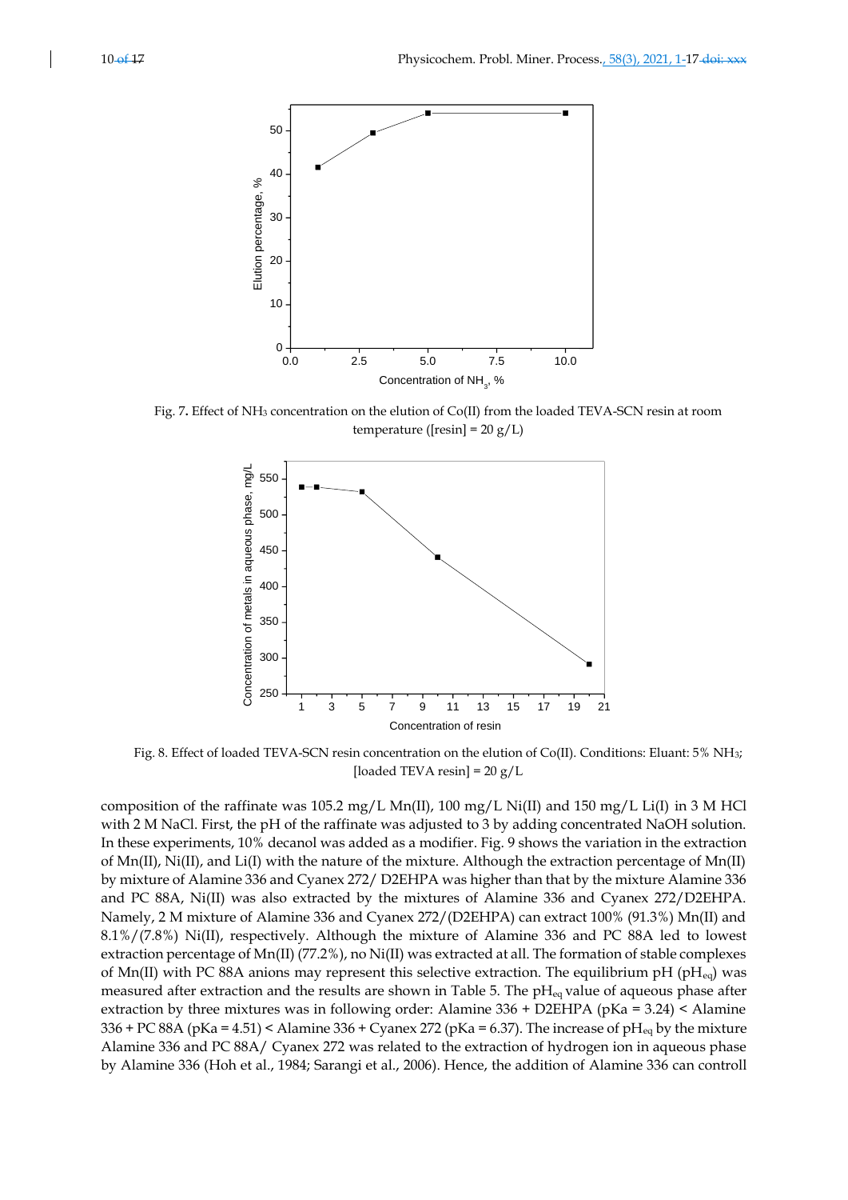Fig. 7. Effect of $NH_3$ concentration on the elution of Co(II) from the loaded TEVA-SCN resin at room temperature ([resin] = 20 g/L)

Fig. 8. Effect of loaded TEVA-SCN resin concentration on the elution of Co(II). Conditions: Eluant: 5% $NH_3$; [loaded TEVA resin] = 20 g/L

composition of the raffinate was 105.2 mg/L Mn(II), 100 mg/L Ni(II) and 150 mg/L Li(I) in 3 M HCl with 2 M NaCl. First, the pH of the raffinate was adjusted to 3 by adding concentrated NaOH solution. In these experiments, 10% decanol was added as a modifier. Fig. 9 shows the variation in the extraction of Mn(II), Ni(II), and Li(I) with the nature of the mixture. Although the extraction percentage of Mn(II) by mixture of Alamine 336 and Cyanex 272/ D2EHPA was higher than that by the mixture Alamine 336 and PC 88A, Ni(II) was also extracted by the mixtures of Alamine 336 and Cyanex 272/D2EHPA. Namely, 2 M mixture of Alamine 336 and Cyanex 272/(D2EHPA) can extract 100% (91.3%) Mn(II) and 8.1%/(7.8%) Ni(II), respectively. Although the mixture of Alamine 336 and PC 88A led to lowest extraction percentage of Mn(II) (77.2%), no Ni(II) was extracted at all. The formation of stable complexes of Mn(II) with PC 88A anions may represent this selective extraction. The equilibrium pH ($pH_{eq}$) was measured after extraction and the results are shown in Table 5. The $pH_{eq}$ value of aqueous phase after extraction by three mixtures was in following order: Alamine 336 + D2EHPA (pKa = 3.24) < Alamine 336 + PC 88A (pKa = 4.51) < Alamine 336 + Cyanex 272 (pKa = 6.37). The increase of $pH_{eq}$ by the mixture Alamine 336 and PC 88A/ Cyanex 272 was related to the extraction of hydrogen ion in aqueous phase by Alamine 336 (Hoh et al., 1984; Sarangi et al., 2006). Hence, the addition of Alamine 336 can controll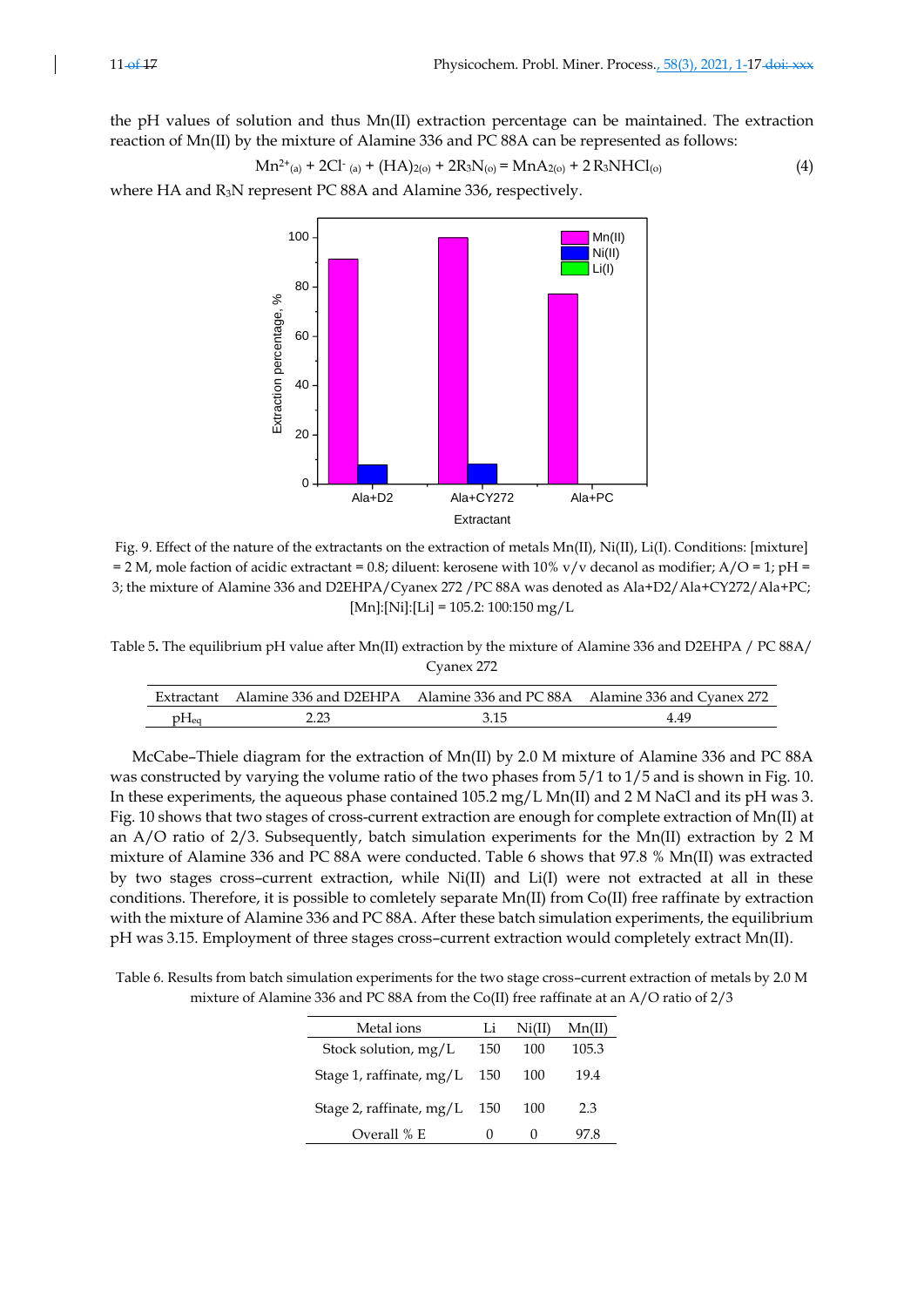the pH values of solution and thus Mn(II) extraction percentage can be maintained. The extraction reaction of Mn(II) by the mixture of Alamine 336 and PC 88A can be represented as follows:

$$Mn^{2+}_{(a)} + 2Cl^{-}_{(a)} + (HA)_{2(o)} + 2R_3N_{(o)} = MnA_{2(o)} + 2R_3NHCl_{(o)} \quad (4)$$

where HA and $R_3N$ represent PC 88A and Alamine 336, respectively.

Fig. 9. Effect of the nature of the extractants on the extraction of metals Mn(II), Ni(II), Li(I). Conditions: [mixture] = 2 M, mole faction of acidic extractant = 0.8; diluent: kerosene with 10% v/v decanol as modifier; A/O = 1; pH = 3; the mixture of Alamine 336 and D2EHPA/Cyanex 272 /PC 88A was denoted as Ala+D2/Ala+CY272/Ala+PC; [Mn]:[Ni]:[Li] = 105.2: 100:150 mg/L

Table 5. The equilibrium pH value after Mn(II) extraction by the mixture of Alamine 336 and D2EHPA / PC 88A/ Cyanex 272

| Extractant | Alamine 336 and D2EHPA | Alamine 336 and PC 88A | Alamine 336 and Cyanex 272 |
|---|---|---|---|
| $pH_{eq}$ | 2.23 | 3.15 | 4.49 |

McCabe–Thiele diagram for the extraction of Mn(II) by 2.0 M mixture of Alamine 336 and PC 88A was constructed by varying the volume ratio of the two phases from 5/1 to 1/5 and is shown in Fig. 10. In these experiments, the aqueous phase contained 105.2 mg/L Mn(II) and 2 M NaCl and its pH was 3. Fig. 10 shows that two stages of cross-current extraction are enough for complete extraction of Mn(II) at an A/O ratio of 2/3. Subsequently, batch simulation experiments for the Mn(II) extraction by 2 M mixture of Alamine 336 and PC 88A were conducted. Table 6 shows that 97.8 % Mn(II) was extracted by two stages cross–current extraction, while Ni(II) and Li(I) were not extracted at all in these conditions. Therefore, it is possible to comletely separate Mn(II) from Co(II) free raffinate by extraction with the mixture of Alamine 336 and PC 88A. After these batch simulation experiments, the equilibrium pH was 3.15. Employment of three stages cross–current extraction would completely extract Mn(II).

Table 6. Results from batch simulation experiments for the two stage cross–current extraction of metals by 2.0 M mixture of Alamine 336 and PC 88A from the Co(II) free raffinate at an A/O ratio of 2/3

| Metal ions | Li | Ni(II) | Mn(II) |
|---|---|---|---|
| Stock solution, mg/L | 150 | 100 | 105.3 |
| Stage 1, raffinate, mg/L | 150 | 100 | 19.4 |
| Stage 2, raffinate, mg/L | 150 | 100 | 2.3 |
| Overall % E | 0 | 0 | 97.8 |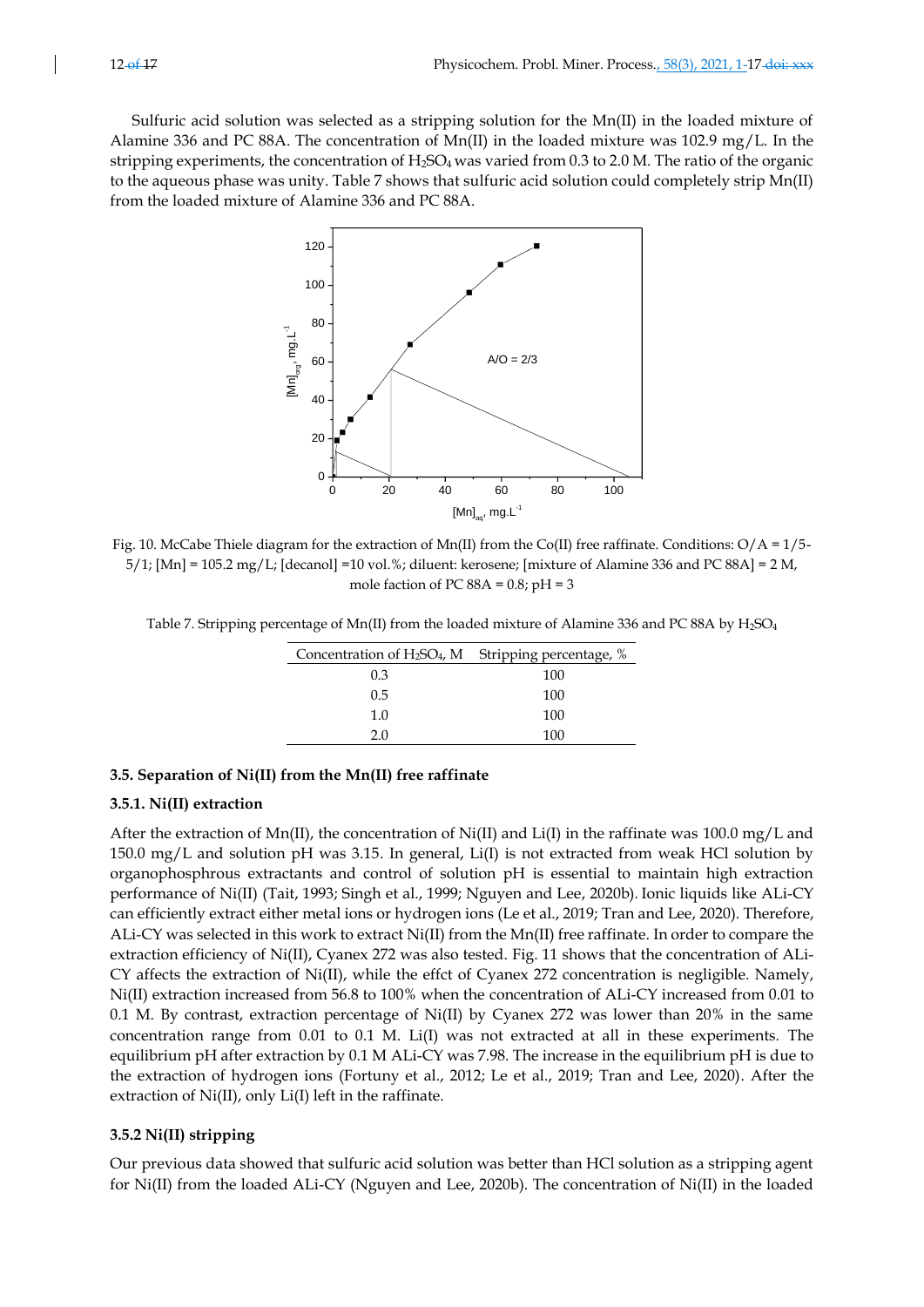Sulfuric acid solution was selected as a stripping solution for the Mn(II) in the loaded mixture of Alamine 336 and PC 88A. The concentration of Mn(II) in the loaded mixture was 102.9 mg/L. In the stripping experiments, the concentration of $H_2SO_4$ was varied from 0.3 to 2.0 M. The ratio of the organic to the aqueous phase was unity. Table 7 shows that sulfuric acid solution could completely strip Mn(II) from the loaded mixture of Alamine 336 and PC 88A.

Fig. 10. McCabe Thiele diagram for the extraction of Mn(II) from the Co(II) free raffinate. Conditions: O/A = 1/5-5/1; [Mn] = 105.2 mg/L; [decanol] =10 vol.%; diluent: kerosene; [mixture of Alamine 336 and PC 88A] = 2 M, mole faction of PC 88A = 0.8; pH = 3

Table 7. Stripping percentage of Mn(II) from the loaded mixture of Alamine 336 and PC 88A by $H_2SO_4$

| Concentration of $H_2SO_4$, M | Stripping percentage, % |
|---|---|
| 0.3 | 100 |
| 0.5 | 100 |
| 1.0 | 100 |
| 2.0 | 100 |

### 3.5. Separation of Ni(II) from the Mn(II) free raffinate

#### 3.5.1. Ni(II) extraction

After the extraction of Mn(II), the concentration of Ni(II) and Li(I) in the raffinate was 100.0 mg/L and 150.0 mg/L and solution pH was 3.15. In general, Li(I) is not extracted from weak HCl solution by organophosphrous extractants and control of solution pH is essential to maintain high extraction performance of Ni(II) (Tait, 1993; Singh et al., 1999; Nguyen and Lee, 2020b). Ionic liquids like ALi-CY can efficiently extract either metal ions or hydrogen ions (Le et al., 2019; Tran and Lee, 2020). Therefore, ALi-CY was selected in this work to extract Ni(II) from the Mn(II) free raffinate. In order to compare the extraction efficiency of Ni(II), Cyanex 272 was also tested. Fig. 11 shows that the concentration of ALi-CY affects the extraction of Ni(II), while the effct of Cyanex 272 concentration is negligible. Namely, Ni(II) extraction increased from 56.8 to 100% when the concentration of ALi-CY increased from 0.01 to 0.1 M. By contrast, extraction percentage of Ni(II) by Cyanex 272 was lower than 20% in the same concentration range from 0.01 to 0.1 M. Li(I) was not extracted at all in these experiments. The equilibrium pH after extraction by 0.1 M ALi-CY was 7.98. The increase in the equilibrium pH is due to the extraction of hydrogen ions (Fortuny et al., 2012; Le et al., 2019; Tran and Lee, 2020). After the extraction of Ni(II), only Li(I) left in the raffinate.

#### 3.5.2 Ni(II) stripping

Our previous data showed that sulfuric acid solution was better than HCl solution as a stripping agent for Ni(II) from the loaded ALi-CY (Nguyen and Lee, 2020b). The concentration of Ni(II) in the loaded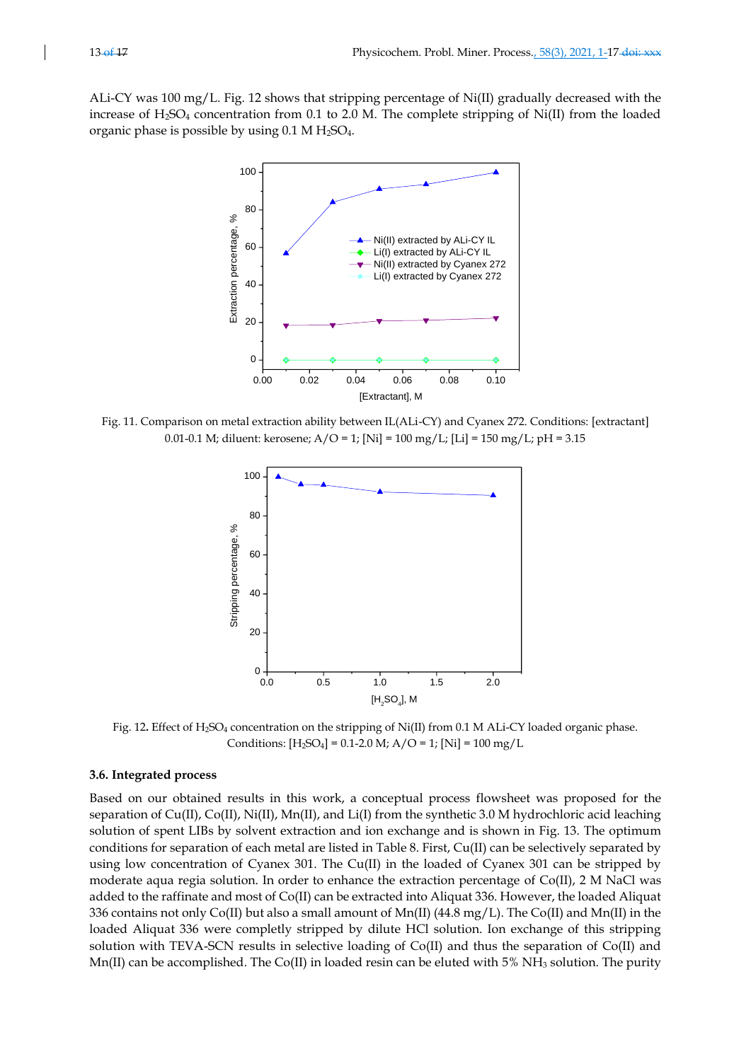ALi-CY was 100 mg/L. Fig. 12 shows that stripping percentage of Ni(II) gradually decreased with the increase of $H_2SO_4$ concentration from 0.1 to 2.0 M. The complete stripping of Ni(II) from the loaded organic phase is possible by using 0.1 M $H_2SO_4$.

Fig. 11. Comparison on metal extraction ability between IL(ALi-CY) and Cyanex 272. Conditions: [extractant] 0.01-0.1 M; diluent: kerosene; A/O = 1; [Ni] = 100 mg/L; [Li] = 150 mg/L; pH = 3.15

Fig. 12. Effect of $H_2SO_4$ concentration on the stripping of Ni(II) from 0.1 M ALi-CY loaded organic phase. Conditions: [$H_2SO_4$] = 0.1-2.0 M; A/O = 1; [Ni] = 100 mg/L

### 3.6. Integrated process

Based on our obtained results in this work, a conceptual process flowsheet was proposed for the separation of Cu(II), Co(II), Ni(II), Mn(II), and Li(I) from the synthetic 3.0 M hydrochloric acid leaching solution of spent LIBs by solvent extraction and ion exchange and is shown in Fig. 13. The optimum conditions for separation of each metal are listed in Table 8. First, Cu(II) can be selectively separated by using low concentration of Cyanex 301. The Cu(II) in the loaded of Cyanex 301 can be stripped by moderate aqua regia solution. In order to enhance the extraction percentage of Co(II), 2 M NaCl was added to the raffinate and most of Co(II) can be extracted into Aliquat 336. However, the loaded Aliquat 336 contains not only Co(II) but also a small amount of Mn(II) (44.8 mg/L). The Co(II) and Mn(II) in the loaded Aliquat 336 were completly stripped by dilute HCl solution. Ion exchange of this stripping solution with TEVA-SCN results in selective loading of Co(II) and thus the separation of Co(II) and Mn(II) can be accomplished. The Co(II) in loaded resin can be eluted with 5% $NH_3$ solution. The purity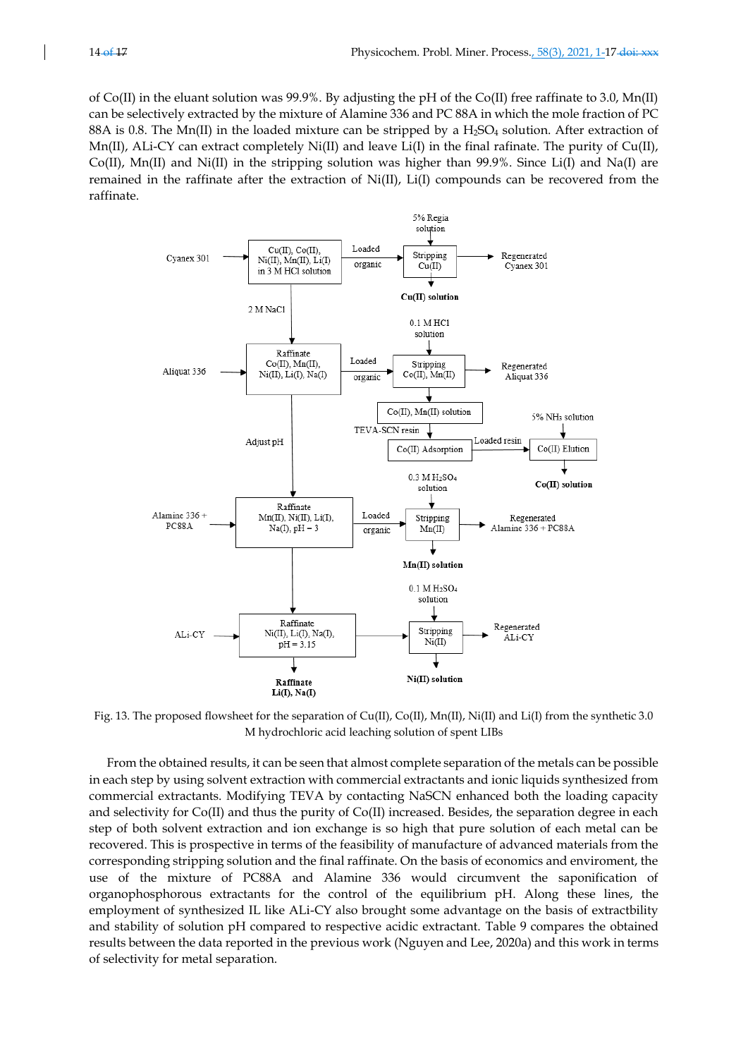of Co(II) in the eluant solution was 99.9%. By adjusting the pH of the Co(II) free raffinate to 3.0, Mn(II) can be selectively extracted by the mixture of Alamine 336 and PC 88A in which the mole fraction of PC 88A is 0.8. The Mn(II) in the loaded mixture can be stripped by a $H_2SO_4$ solution. After extraction of Mn(II), ALi-CY can extract completely Ni(II) and leave Li(I) in the final rafinate. The purity of Cu(II), Co(II), Mn(II) and Ni(II) in the stripping solution was higher than 99.9%. Since Li(I) and Na(I) are remained in the raffinate after the extraction of Ni(II), Li(I) compounds can be recovered from the raffinate.

Fig. 13. The proposed flowsheet for the separation of Cu(II), Co(II), Mn(II), Ni(II) and Li(I) from the synthetic 3.0 M hydrochloric acid leaching solution of spent LIBs

From the obtained results, it can be seen that almost complete separation of the metals can be possible in each step by using solvent extraction with commercial extractants and ionic liquids synthesized from commercial extractants. Modifying TEVA by contacting NaSCN enhanced both the loading capacity and selectivity for Co(II) and thus the purity of Co(II) increased. Besides, the separation degree in each step of both solvent extraction and ion exchange is so high that pure solution of each metal can be recovered. This is prospective in terms of the feasibility of manufacture of advanced materials from the corresponding stripping solution and the final raffinate. On the basis of economics and enviroment, the use of the mixture of PC88A and Alamine 336 would circumvent the saponification of organophosphorous extractants for the control of the equilibrium pH. Along these lines, the employment of synthesized IL like ALi-CY also brought some advantage on the basis of extractbility and stability of solution pH compared to respective acidic extractant. Table 9 compares the obtained results between the data reported in the previous work (Nguyen and Lee, 2020a) and this work in terms of selectivity for metal separation.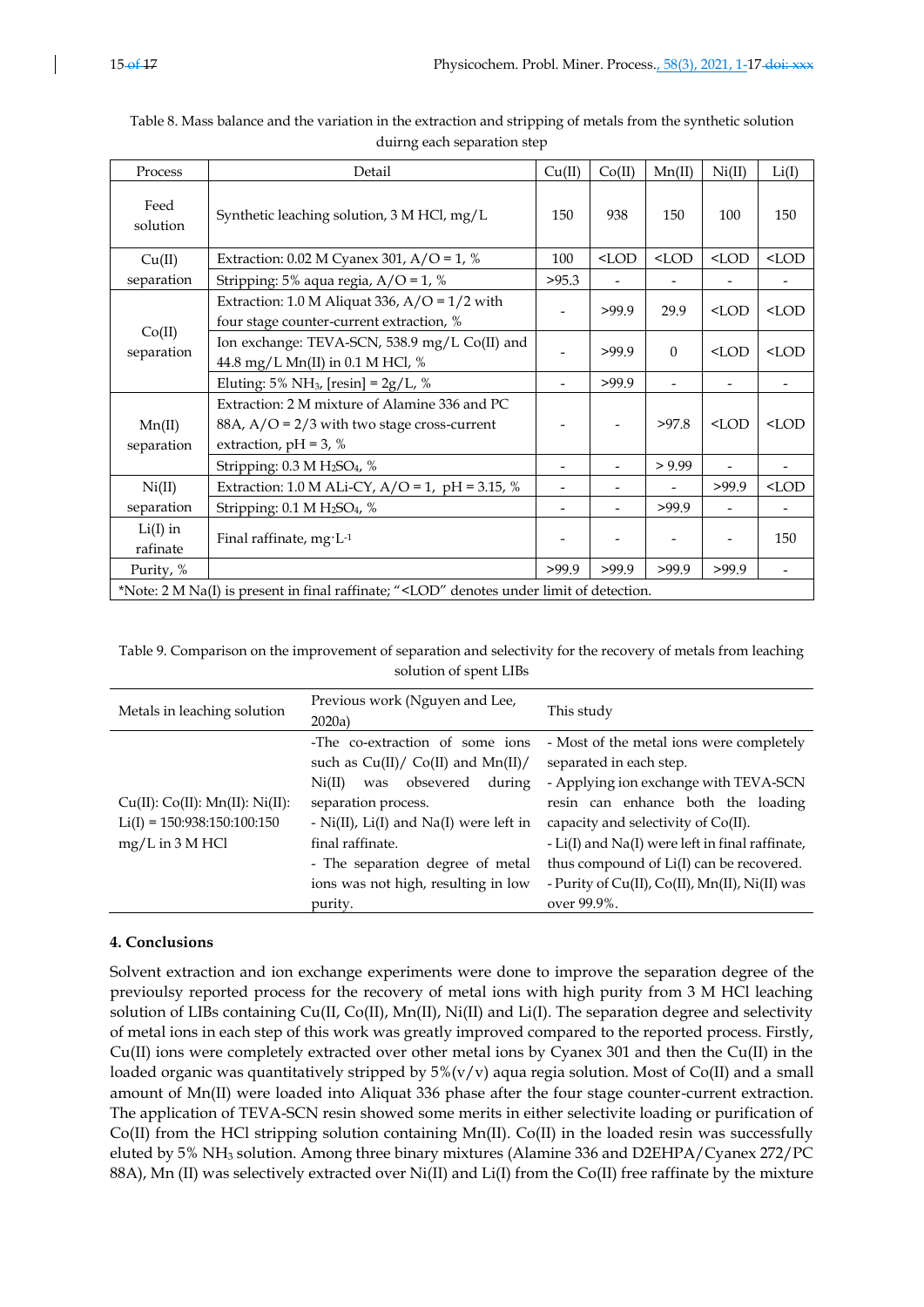Table 8. Mass balance and the variation in the extraction and stripping of metals from the synthetic solution duirng each separation step

| Process | Detail | Cu(II) | Co(II) | Mn(II) | Ni(II) | Li(I) |
|---|---|---|---|---|---|---|
| Feed solution | Synthetic leaching solution, 3 M HCl, mg/L | 150 | 938 | 150 | 100 | 150 |
| Cu(II) separation | Extraction: 0.02 M Cyanex 301, A/O = 1, % | 100 | <LOD | <LOD | <LOD | <LOD |
| | Stripping: 5% aqua regia, A/O = 1, % | >95.3 | - | - | - | - |
| Co(II) separation | Extraction: 1.0 M Aliquat 336, A/O = 1/2 with four stage counter-current extraction, % | - | >99.9 | 29.9 | <LOD | <LOD |
| | Ion exchange: TEVA-SCN, 538.9 mg/L Co(II) and 44.8 mg/L Mn(II) in 0.1 M HCl, % | - | >99.9 | 0 | <LOD | <LOD |
| | Eluting: 5% $NH_3$, [resin] = 2g/L, % | - | >99.9 | - | - | - |
| Mn(II) separation | Extraction: 2 M mixture of Alamine 336 and PC 88A, A/O = 2/3 with two stage cross-current extraction, pH = 3, % | - | - | >97.8 | <LOD | <LOD |
| | Stripping: 0.3 M $H_2SO_4$, % | - | - | > 9.99 | - | - |
| Ni(II) separation | Extraction: 1.0 M ALi-CY, A/O = 1, pH = 3.15, % | - | - | - | >99.9 | <LOD |
| | Stripping: 0.1 M $H_2SO_4$, % | - | - | >99.9 | - | - |
| Li(I) in rafinate | Final raffinate, mg·L$^{-1}$ | - | - | - | - | 150 |
| Purity, % | | >99.9 | >99.9 | >99.9 | >99.9 | - |

*Note: 2 M Na(I) is present in final raffinate; "<LOD" denotes under limit of detection.

Table 9. Comparison on the improvement of separation and selectivity for the recovery of metals from leaching solution of spent LIBs

| Metals in leaching solution | Previous work (Nguyen and Lee, 2020a) | This study |
|---|---|---|
| Cu(II): Co(II): Mn(II): Ni(II): Li(I) = 150:938:150:100:150 mg/L in 3 M HCl | -The co-extraction of some ions such as Cu(II)/ Co(II) and Mn(II)/ Ni(II) was observed during separation process.<br>- Ni(II), Li(I) and Na(I) were left in final raffinate.<br>- The separation degree of metal ions was not high, resulting in low purity. | - Most of the metal ions were completely separated in each step.<br>- Applying ion exchange with TEVA-SCN resin can enhance both the loading capacity and selectivity of Co(II).<br>- Li(I) and Na(I) were left in final raffinate, thus compound of Li(I) can be recovered.<br>- Purity of Cu(II), Co(II), Mn(II), Ni(II) was over 99.9%. |

## 4. Conclusions

Solvent extraction and ion exchange experiments were done to improve the separation degree of the previoulsy reported process for the recovery of metal ions with high purity from 3 M HCl leaching solution of LIBs containing Cu(II, Co(II), Mn(II), Ni(II) and Li(I). The separation degree and selectivity of metal ions in each step of this work was greatly improved compared to the reported process. Firstly, Cu(II) ions were completely extracted over other metal ions by Cyanex 301 and then the Cu(II) in the loaded organic was quantitatively stripped by 5%(v/v) aqua regia solution. Most of Co(II) and a small amount of Mn(II) were loaded into Aliquat 336 phase after the four stage counter-current extraction. The application of TEVA-SCN resin showed some merits in either selectivite loading or purification of Co(II) from the HCl stripping solution containing Mn(II). Co(II) in the loaded resin was successfully eluted by 5% $NH_3$ solution. Among three binary mixtures (Alamine 336 and D2EHPA/Cyanex 272/PC 88A), Mn (II) was selectively extracted over Ni(II) and Li(I) from the Co(II) free raffinate by the mixture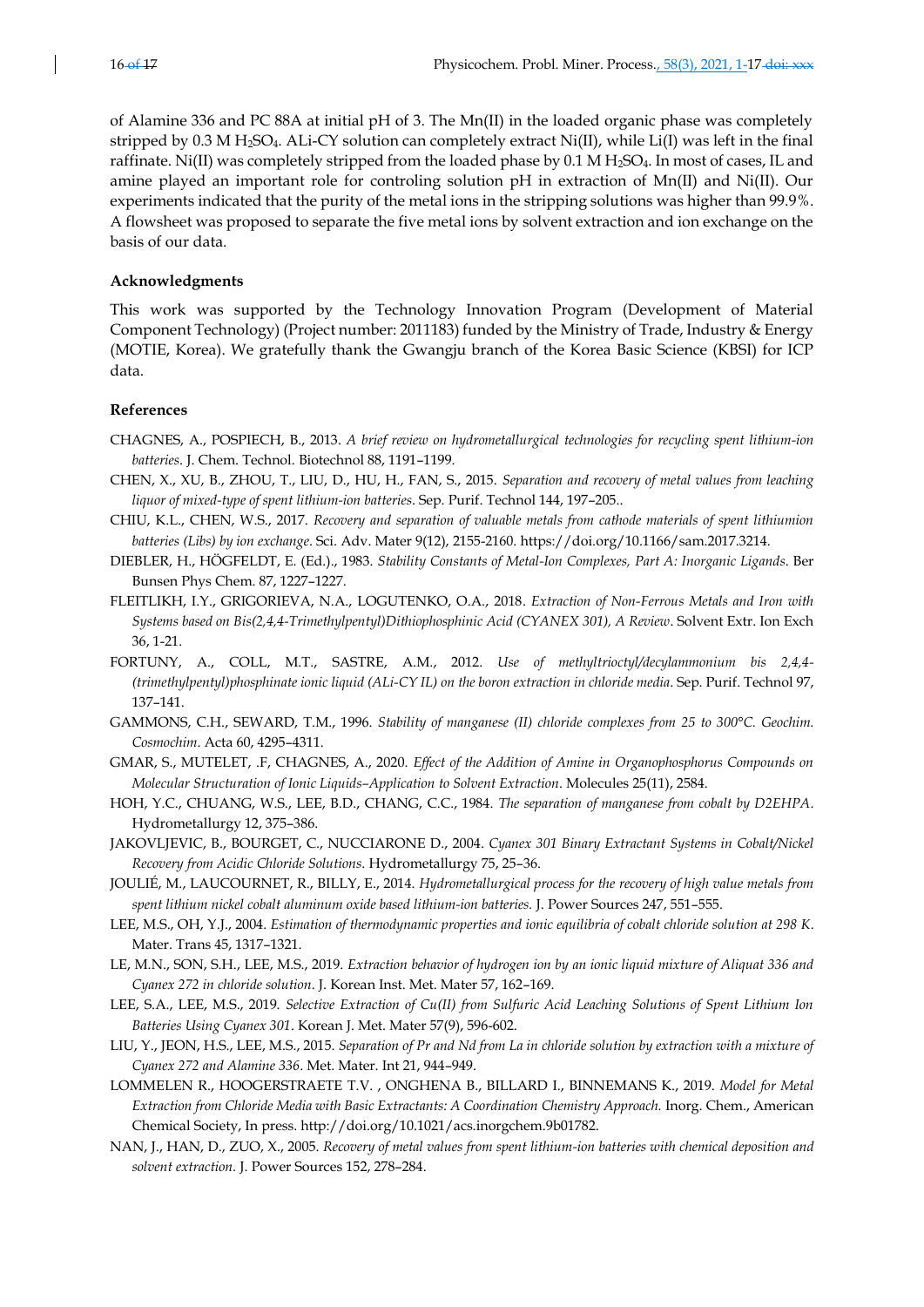of Alamine 336 and PC 88A at initial pH of 3. The Mn(II) in the loaded organic phase was completely stripped by 0.3 M $H_2SO_4$. ALi-CY solution can completely extract Ni(II), while Li(I) was left in the final raffinate. Ni(II) was completely stripped from the loaded phase by 0.1 M $H_2SO_4$. In most of cases, IL and amine played an important role for controling solution pH in extraction of Mn(II) and Ni(II). Our experiments indicated that the purity of the metal ions in the stripping solutions was higher than 99.9%. A flowsheet was proposed to separate the five metal ions by solvent extraction and ion exchange on the basis of our data.

## Acknowledgments

This work was supported by the Technology Innovation Program (Development of Material Component Technology) (Project number: 2011183) funded by the Ministry of Trade, Industry & Energy (MOTIE, Korea). We gratefully thank the Gwangju branch of the Korea Basic Science (KBSI) for ICP data.

## References

CHAGNES, A., POSPIECH, B., 2013. *A brief review on hydrometallurgical technologies for recycling spent lithium-ion batteries*. J. Chem. Technol. Biotechnol 88, 1191–1199.

CHEN, X., XU, B., ZHOU, T., LIU, D., HU, H., FAN, S., 2015. *Separation and recovery of metal values from leaching liquor of mixed-type of spent lithium-ion batteries*. Sep. Purif. Technol 144, 197–205..

CHIU, K.L., CHEN, W.S., 2017. *Recovery and separation of valuable metals from cathode materials of spent lithiumion batteries (Libs) by ion exchange*. Sci. Adv. Mater 9(12), 2155-2160. https://doi.org/10.1166/sam.2017.3214.

DIEBLER, H., HÖGFELDT, E. (Ed.)., 1983. *Stability Constants of Metal-Ion Complexes, Part A: Inorganic Ligands*. Ber Bunsen Phys Chem. 87, 1227–1227.

FLEITLIKH, I.Y., GRIGORIEVA, N.A., LOGUTENKO, O.A., 2018. *Extraction of Non-Ferrous Metals and Iron with Systems based on Bis(2,4,4-Trimethylpentyl)Dithiophosphinic Acid (CYANEX 301), A Review*. Solvent Extr. Ion Exch 36, 1-21.

FORTUNY, A., COLL, M.T., SASTRE, A.M., 2012. *Use of methyltrioctyl/decylammonium bis 2,4,4-(trimethylpentyl)phosphinate ionic liquid (ALi-CY IL) on the boron extraction in chloride media*. Sep. Purif. Technol 97, 137–141.

GAMMONS, C.H., SEWARD, T.M., 1996. *Stability of manganese (II) chloride complexes from 25 to 300°C. Geochim. Cosmochim*. Acta 60, 4295–4311.

GMAR, S., MUTELET, .F, CHAGNES, A., 2020. *Effect of the Addition of Amine in Organophosphorus Compounds on Molecular Structuration of Ionic Liquids–Application to Solvent Extraction*. Molecules 25(11), 2584.

HOH, Y.C., CHUANG, W.S., LEE, B.D., CHANG, C.C., 1984. *The separation of manganese from cobalt by D2EHPA*. Hydrometallurgy 12, 375–386.

JAKOVLJEVIC, B., BOURGET, C., NUCCIARONE D., 2004. *Cyanex 301 Binary Extractant Systems in Cobalt/Nickel Recovery from Acidic Chloride Solutions*. Hydrometallurgy 75, 25–36.

JOULIÉ, M., LAUCOURNET, R., BILLY, E., 2014. *Hydrometallurgical process for the recovery of high value metals from spent lithium nickel cobalt aluminum oxide based lithium-ion batteries.* J. Power Sources 247, 551–555.

LEE, M.S., OH, Y.J., 2004. *Estimation of thermodynamic properties and ionic equilibria of cobalt chloride solution at 298 K*. Mater. Trans 45, 1317–1321.

LE, M.N., SON, S.H., LEE, M.S., 2019. *Extraction behavior of hydrogen ion by an ionic liquid mixture of Aliquat 336 and Cyanex 272 in chloride solution*. J. Korean Inst. Met. Mater 57, 162–169.

LEE, S.A., LEE, M.S., 2019. *Selective Extraction of Cu(II) from Sulfuric Acid Leaching Solutions of Spent Lithium Ion Batteries Using Cyanex 301*. Korean J. Met. Mater 57(9), 596-602.

LIU, Y., JEON, H.S., LEE, M.S., 2015. *Separation of Pr and Nd from La in chloride solution by extraction with a mixture of Cyanex 272 and Alamine 336*. Met. Mater. Int 21, 944–949.

LOMMELEN R., HOOGERSTRAETE T.V. , ONGHENA B., BILLARD I., BINNEMANS K., 2019. *Model for Metal Extraction from Chloride Media with Basic Extractants: A Coordination Chemistry Approach.* Inorg. Chem., American Chemical Society, In press. http://doi.org/10.1021/acs.inorgchem.9b01782.

NAN, J., HAN, D., ZUO, X., 2005. *Recovery of metal values from spent lithium-ion batteries with chemical deposition and solvent extraction*. J. Power Sources 152, 278–284.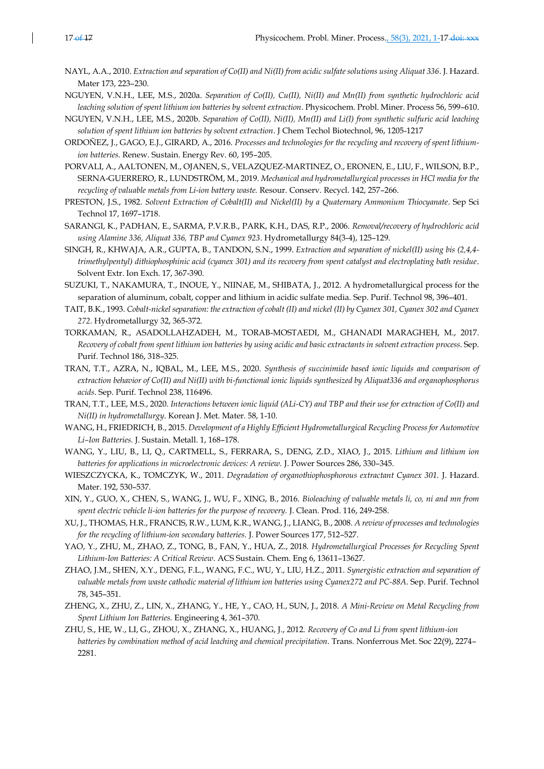NAYL, A.A., 2010. *Extraction and separation of Co(II) and Ni(II) from acidic sulfate solutions using Aliquat 336*. J. Hazard. Mater 173, 223–230.

NGUYEN, V.N.H., LEE, M.S., 2020a. *Separation of Co(II), Cu(II), Ni(II) and Mn(II) from synthetic hydrochloric acid leaching solution of spent lithium ion batteries by solvent extraction*. Physicochem. Probl. Miner. Process 56, 599–610.

NGUYEN, V.N.H., LEE, M.S., 2020b. *Separation of Co(II), Ni(II), Mn(II) and Li(I) from synthetic sulfuric acid leaching solution of spent lithium ion batteries by solvent extraction*. J Chem Techol Biotechnol, 96, 1205-1217

ORDOÑEZ, J., GAGO, E.J., GIRARD, A., 2016. *Processes and technologies for the recycling and recovery of spent lithium-ion batteries.* Renew. Sustain. Energy Rev. 60, 195–205.

PORVALI, A., AALTONEN, M., OJANEN, S., VELAZQUEZ-MARTINEZ, O., ERONEN, E., LIU, F., WILSON, B.P., SERNA-GUERRERO, R., LUNDSTRÖM, M., 2019. *Mechanical and hydrometallurgical processes in HCl media for the recycling of valuable metals from Li-ion battery waste.* Resour. Conserv. Recycl. 142, 257–266.

PRESTON, J.S., 1982. *Solvent Extraction of Cobalt(II) and Nickel(II) by a Quaternary Ammonium Thiocyanate*. Sep Sci Technol 17, 1697–1718.

SARANGI, K., PADHAN, E., SARMA, P.V.R.B., PARK, K.H., DAS, R.P., 2006. *Removal/recovery of hydrochloric acid using Alamine 336, Aliquat 336, TBP and Cyanex 923*. Hydrometallurgy 84(3-4), 125–129.

SINGH, R., KHWAJA, A.R., GUPTA, B., TANDON, S.N., 1999. *Extraction and separation of nickel(II) using bis (2,4,4-trimethylpentyl) dithiophosphinic acid (cyanex 301) and its recovery from spent catalyst and electroplating bath residue*. Solvent Extr. Ion Exch. 17, 367-390.

SUZUKI, T., NAKAMURA, T., INOUE, Y., NIINAE, M., SHIBATA, J., 2012. A hydrometallurgical process for the separation of aluminum, cobalt, copper and lithium in acidic sulfate media. Sep. Purif. Technol 98, 396–401.

TAIT, B.K., 1993. *Cobalt-nickel separation: the extraction of cobalt (II) and nickel (II) by Cyanex 301, Cyanex 302 and Cyanex 272*. Hydrometallurgy 32, 365-372.

TORKAMAN, R., ASADOLLAHZADEH, M., TORAB-MOSTAEDI, M., GHANADI MARAGHEH, M., 2017. *Recovery of cobalt from spent lithium ion batteries by using acidic and basic extractants in solvent extraction process.* Sep. Purif. Technol 186, 318–325.

TRAN, T.T., AZRA, N., IQBAL, M., LEE, M.S., 2020. *Synthesis of succinimide based ionic liquids and comparison of extraction behavior of Co(II) and Ni(II) with bi-functional ionic liquids synthesized by Aliquat336 and organophosphorus acids*. Sep. Purif. Technol 238, 116496.

TRAN, T.T., LEE, M.S., 2020. *Interactions between ionic liquid (ALi-CY) and TBP and their use for extraction of Co(II) and Ni(II) in hydrometallurgy*. Korean J. Met. Mater. 58, 1-10.

WANG, H., FRIEDRICH, B., 2015. *Development of a Highly Efficient Hydrometallurgical Recycling Process for Automotive Li–Ion Batteries.* J. Sustain. Metall. 1, 168–178.

WANG, Y., LIU, B., LI, Q., CARTMELL, S., FERRARA, S., DENG, Z.D., XIAO, J., 2015. *Lithium and lithium ion batteries for applications in microelectronic devices: A review.* J. Power Sources 286, 330–345.

WIESZCZYCKA, K., TOMCZYK, W., 2011. *Degradation of organothiophosphorous extractant Cyanex 301.* J. Hazard. Mater. 192, 530–537.

XIN, Y., GUO, X., CHEN, S., WANG, J., WU, F., XING, B., 2016. *Bioleaching of valuable metals li, co, ni and mn from spent electric vehicle li-ion batteries for the purpose of recovery.* J. Clean. Prod. 116, 249-258.

XU, J., THOMAS, H.R., FRANCIS, R.W., LUM, K.R., WANG, J., LIANG, B., 2008. *A review of processes and technologies for the recycling of lithium-ion secondary batteries.* J. Power Sources 177, 512–527.

YAO, Y., ZHU, M., ZHAO, Z., TONG, B., FAN, Y., HUA, Z., 2018. *Hydrometallurgical Processes for Recycling Spent Lithium-Ion Batteries: A Critical Review*. ACS Sustain. Chem. Eng 6, 13611–13627.

ZHAO, J.M., SHEN, X.Y., DENG, F.L., WANG, F.C., WU, Y., LIU, H.Z., 2011. *Synergistic extraction and separation of valuable metals from waste cathodic material of lithium ion batteries using Cyanex272 and PC-88A*. Sep. Purif. Technol 78, 345–351.

ZHENG, X., ZHU, Z., LIN, X., ZHANG, Y., HE, Y., CAO, H., SUN, J., 2018. *A Mini-Review on Metal Recycling from Spent Lithium Ion Batteries.* Engineering 4, 361–370.

ZHU, S., HE, W., LI, G., ZHOU, X., ZHANG, X., HUANG, J., 2012. *Recovery of Co and Li from spent lithium-ion batteries by combination method of acid leaching and chemical precipitation*. Trans. Nonferrous Met. Soc 22(9), 2274–2281.